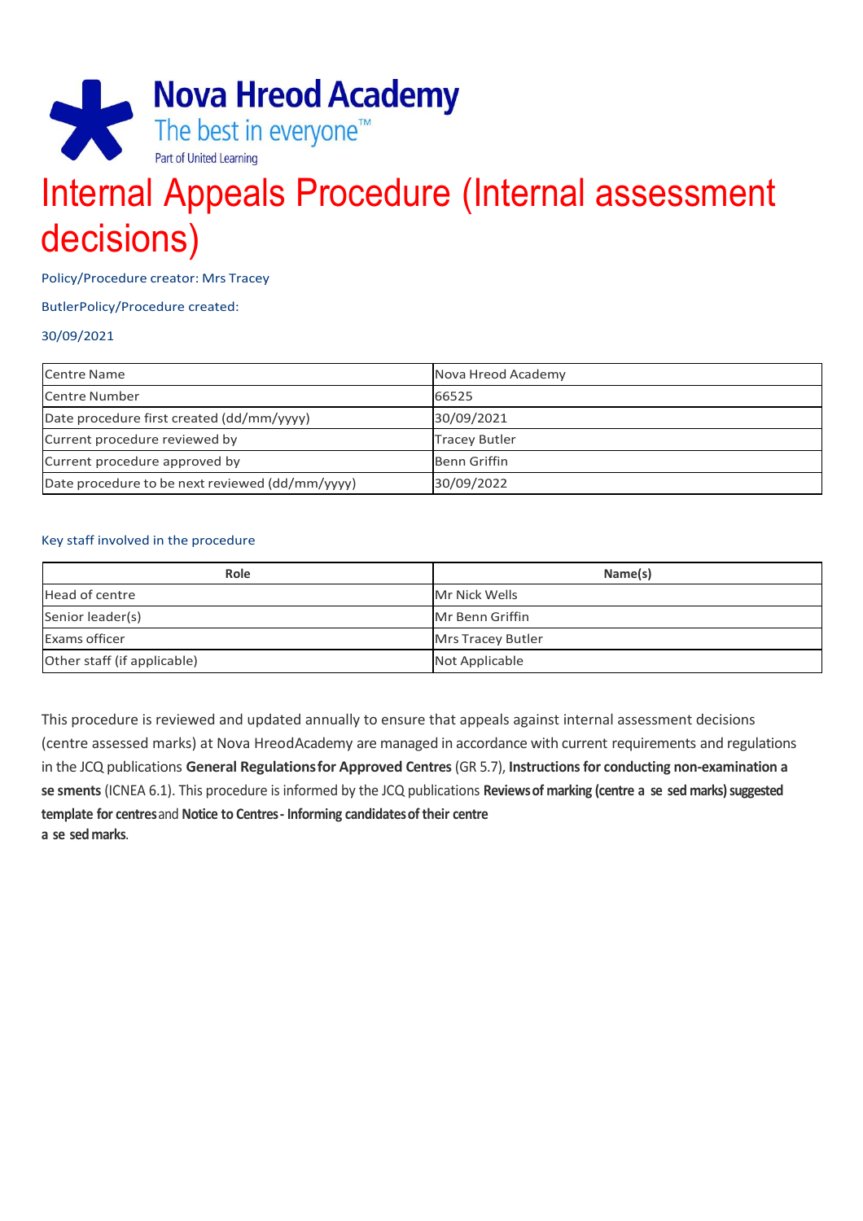Nova Hreod Academy

The best in everyone™

Part of United Learning

# Internal Appeals Procedure (Internal assessment decisions)

Policy/Procedure creator: Mrs Tracey

ButlerPolicy/Procedure created:

30/09/2021

| Centre Name | Nova Hreod Academy |
|---|---|
| Centre Number | 66525 |
| Date procedure first created (dd/mm/yyyy) | 30/09/2021 |
| Current procedure reviewed by | Tracey Butler |
| Current procedure approved by | Benn Griffin |
| Date procedure to be next reviewed (dd/mm/yyyy) | 30/09/2022 |

Key staff involved in the procedure

| Role | Name(s) |
|---|---|
| Head of centre | Mr Nick Wells |
| Senior leader(s) | Mr Benn Griffin |
| Exams officer | Mrs Tracey Butler |
| Other staff (if applicable) | Not Applicable |

This procedure is reviewed and updated annually to ensure that appeals against internal assessment decisions (centre assessed marks) at Nova HreodAcademy are managed in accordance with current requirements and regulations in the JCQ publications **General Regulations for Approved Centres** (GR 5.7), **Instructions for conducting non-examination a se sments** (ICNEA 6.1). This procedure is informed by the JCQ publications **Reviews of marking (centre a se sed marks) suggested template for centres** and **Notice to Centres - Informing candidates of their centre a se sed marks**.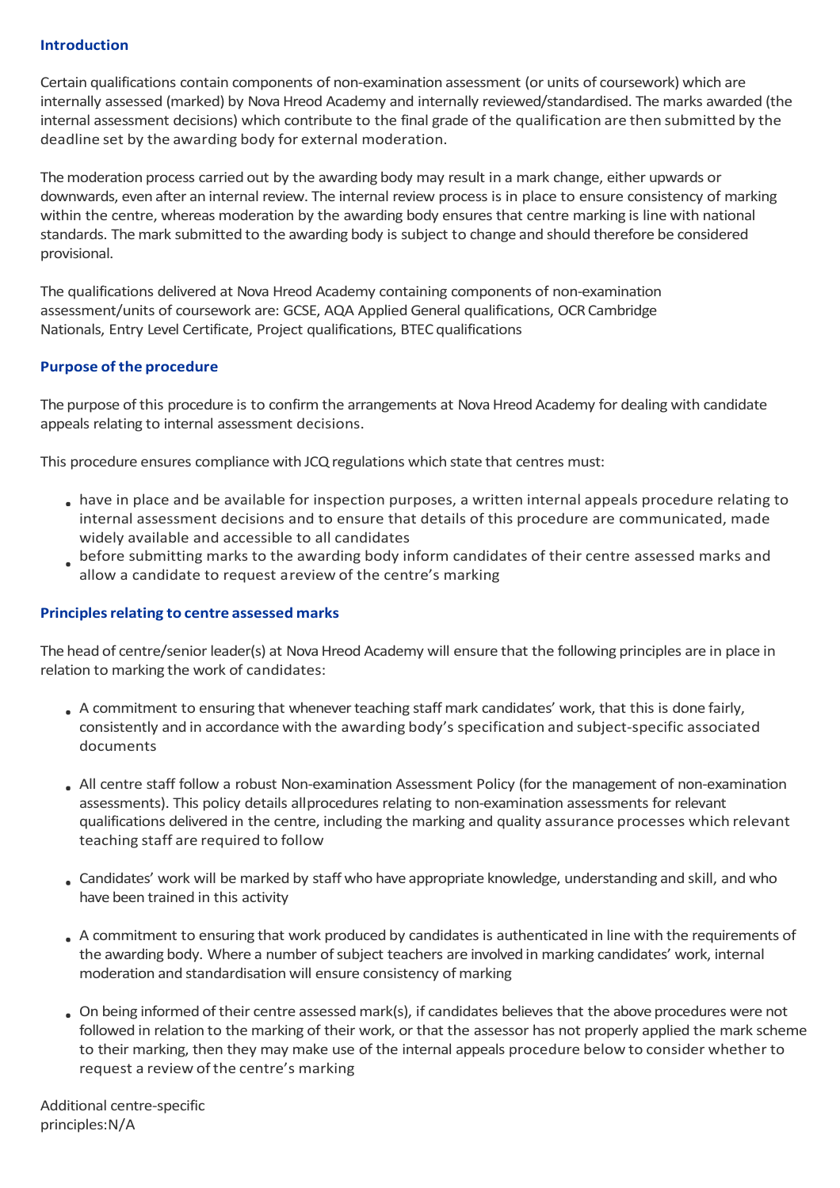## Introduction

Certain qualifications contain components of non-examination assessment (or units of coursework) which are internally assessed (marked) by Nova Hreod Academy and internally reviewed/standardised. The marks awarded (the internal assessment decisions) which contribute to the final grade of the qualification are then submitted by the deadline set by the awarding body for external moderation.

The moderation process carried out by the awarding body may result in a mark change, either upwards or downwards, even after an internal review. The internal review process is in place to ensure consistency of marking within the centre, whereas moderation by the awarding body ensures that centre marking is line with national standards. The mark submitted to the awarding body is subject to change and should therefore be considered provisional.

The qualifications delivered at Nova Hreod Academy containing components of non-examination assessment/units of coursework are: GCSE, AQA Applied General qualifications, OCR Cambridge Nationals, Entry Level Certificate, Project qualifications, BTEC qualifications

## Purpose of the procedure

The purpose of this procedure is to confirm the arrangements at Nova Hreod Academy for dealing with candidate appeals relating to internal assessment decisions.

This procedure ensures compliance with JCQ regulations which state that centres must:

- have in place and be available for inspection purposes, a written internal appeals procedure relating to internal assessment decisions and to ensure that details of this procedure are communicated, made widely available and accessible to all candidates
- before submitting marks to the awarding body inform candidates of their centre assessed marks and allow a candidate to request a review of the centre's marking

## Principles relating to centre assessed marks

The head of centre/senior leader(s) at Nova Hreod Academy will ensure that the following principles are in place in relation to marking the work of candidates:

- A commitment to ensuring that whenever teaching staff mark candidates' work, that this is done fairly, consistently and in accordance with the awarding body's specification and subject-specific associated documents
- All centre staff follow a robust Non-examination Assessment Policy (for the management of non-examination assessments). This policy details all procedures relating to non-examination assessments for relevant qualifications delivered in the centre, including the marking and quality assurance processes which relevant teaching staff are required to follow
- Candidates' work will be marked by staff who have appropriate knowledge, understanding and skill, and who have been trained in this activity
- A commitment to ensuring that work produced by candidates is authenticated in line with the requirements of the awarding body. Where a number of subject teachers are involved in marking candidates' work, internal moderation and standardisation will ensure consistency of marking
- On being informed of their centre assessed mark(s), if candidates believes that the above procedures were not followed in relation to the marking of their work, or that the assessor has not properly applied the mark scheme to their marking, then they may make use of the internal appeals procedure below to consider whether to request a review of the centre's marking

Additional centre-specific principles: N/A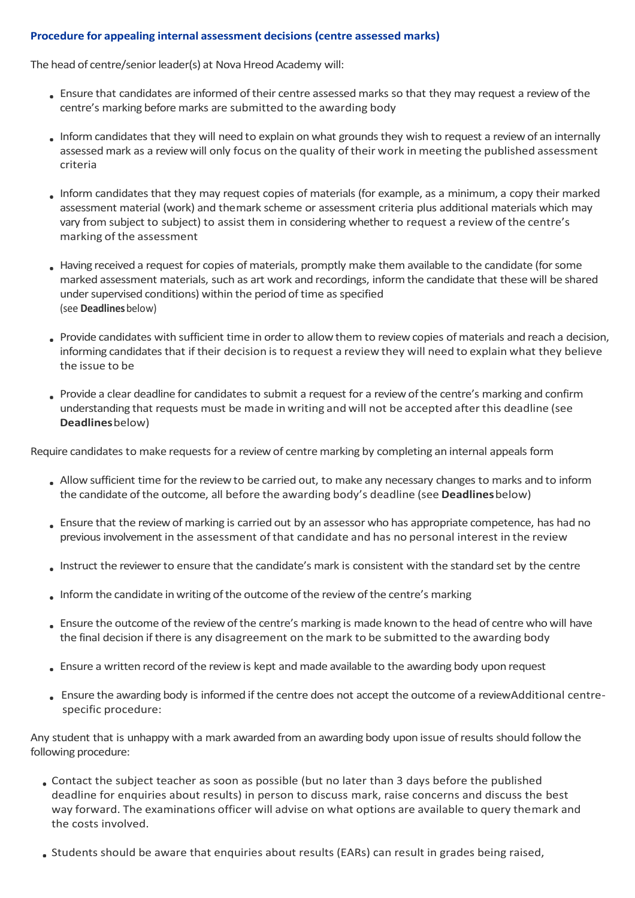**Procedure for appealing internal assessment decisions (centre assessed marks)**

The head of centre/senior leader(s) at Nova Hreod Academy will:

- Ensure that candidates are informed of their centre assessed marks so that they may request a review of the centre's marking before marks are submitted to the awarding body
- Inform candidates that they will need to explain on what grounds they wish to request a review of an internally assessed mark as a review will only focus on the quality of their work in meeting the published assessment criteria
- Inform candidates that they may request copies of materials (for example, as a minimum, a copy their marked assessment material (work) and themark scheme or assessment criteria plus additional materials which may vary from subject to subject) to assist them in considering whether to request a review of the centre's marking of the assessment
- Having received a request for copies of materials, promptly make them available to the candidate (for some marked assessment materials, such as art work and recordings, inform the candidate that these will be shared under supervised conditions) within the period of time as specified (see **Deadlines** below)
- Provide candidates with sufficient time in order to allow them to review copies of materials and reach a decision, informing candidates that if their decision is to request a review they will need to explain what they believe the issue to be
- Provide a clear deadline for candidates to submit a request for a review of the centre's marking and confirm understanding that requests must be made in writing and will not be accepted after this deadline (see **Deadlines** below)

Require candidates to make requests for a review of centre marking by completing an internal appeals form

- Allow sufficient time for the review to be carried out, to make any necessary changes to marks and to inform the candidate of the outcome, all before the awarding body's deadline (see **Deadlines** below)
- Ensure that the review of marking is carried out by an assessor who has appropriate competence, has had no previous involvement in the assessment of that candidate and has no personal interest in the review
- Instruct the reviewer to ensure that the candidate's mark is consistent with the standard set by the centre
- Inform the candidate in writing of the outcome of the review of the centre's marking
- Ensure the outcome of the review of the centre's marking is made known to the head of centre who will have the final decision if there is any disagreement on the mark to be submitted to the awarding body
- Ensure a written record of the review is kept and made available to the awarding body upon request
- Ensure the awarding body is informed if the centre does not accept the outcome of a reviewAdditional centre-specific procedure:

Any student that is unhappy with a mark awarded from an awarding body upon issue of results should follow the following procedure:

- Contact the subject teacher as soon as possible (but no later than 3 days before the published deadline for enquiries about results) in person to discuss mark, raise concerns and discuss the best way forward. The examinations officer will advise on what options are available to query themark and the costs involved.
- Students should be aware that enquiries about results (EARs) can result in grades being raised,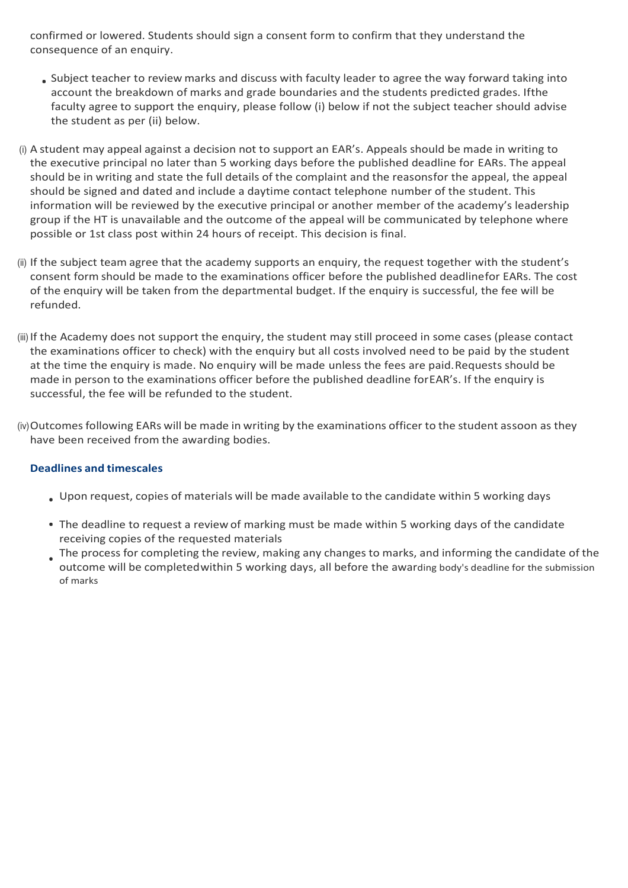confirmed or lowered. Students should sign a consent form to confirm that they understand the consequence of an enquiry.

- Subject teacher to review marks and discuss with faculty leader to agree the way forward taking into account the breakdown of marks and grade boundaries and the students predicted grades. Ifthe faculty agree to support the enquiry, please follow (i) below if not the subject teacher should advise the student as per (ii) below.

(i) A student may appeal against a decision not to support an EAR's. Appeals should be made in writing to the executive principal no later than 5 working days before the published deadline for EARs. The appeal should be in writing and state the full details of the complaint and the reasonsfor the appeal, the appeal should be signed and dated and include a daytime contact telephone number of the student. This information will be reviewed by the executive principal or another member of the academy's leadership group if the HT is unavailable and the outcome of the appeal will be communicated by telephone where possible or 1st class post within 24 hours of receipt. This decision is final.

(ii) If the subject team agree that the academy supports an enquiry, the request together with the student's consent form should be made to the examinations officer before the published deadlinefor EARs. The cost of the enquiry will be taken from the departmental budget. If the enquiry is successful, the fee will be refunded.

(iii) If the Academy does not support the enquiry, the student may still proceed in some cases (please contact the examinations officer to check) with the enquiry but all costs involved need to be paid by the student at the time the enquiry is made. No enquiry will be made unless the fees are paid. Requests should be made in person to the examinations officer before the published deadline forEAR's. If the enquiry is successful, the fee will be refunded to the student.

(iv) Outcomes following EARs will be made in writing by the examinations officer to the student assoon as they have been received from the awarding bodies.

### Deadlines and timescales

- Upon request, copies of materials will be made available to the candidate within 5 working days
- The deadline to request a review of marking must be made within 5 working days of the candidate receiving copies of the requested materials
- The process for completing the review, making any changes to marks, and informing the candidate of the outcome will be completedwithin 5 working days, all before the awarding body's deadline for the submission of marks